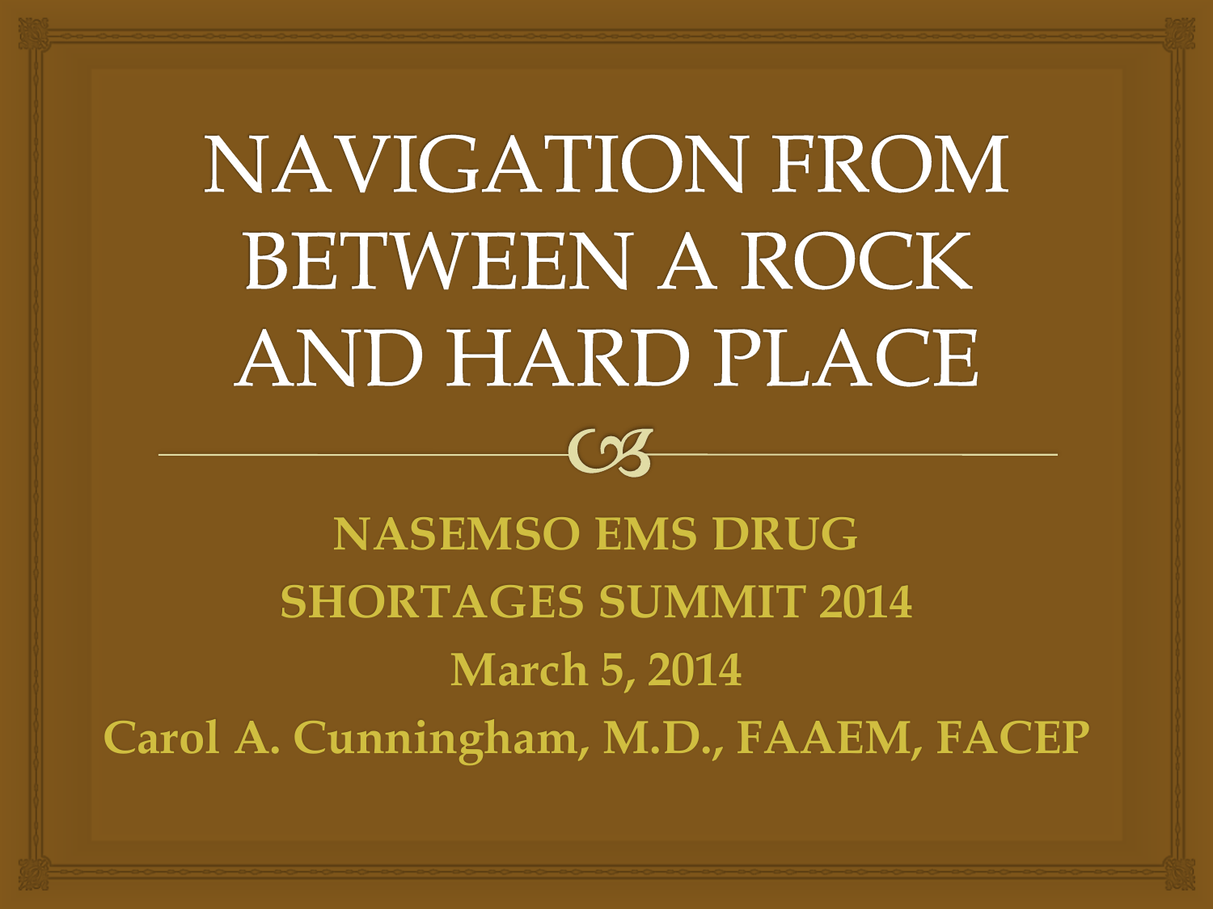# NAVIGATION FROM BETWEEN A ROCK AND HARD PLACE

**NASEMSO EMS DRUG SHORTAGES SUMMIT 2014**

**March 5, 2014**

**Carol A. Cunningham, M.D., FAAEM, FACEP**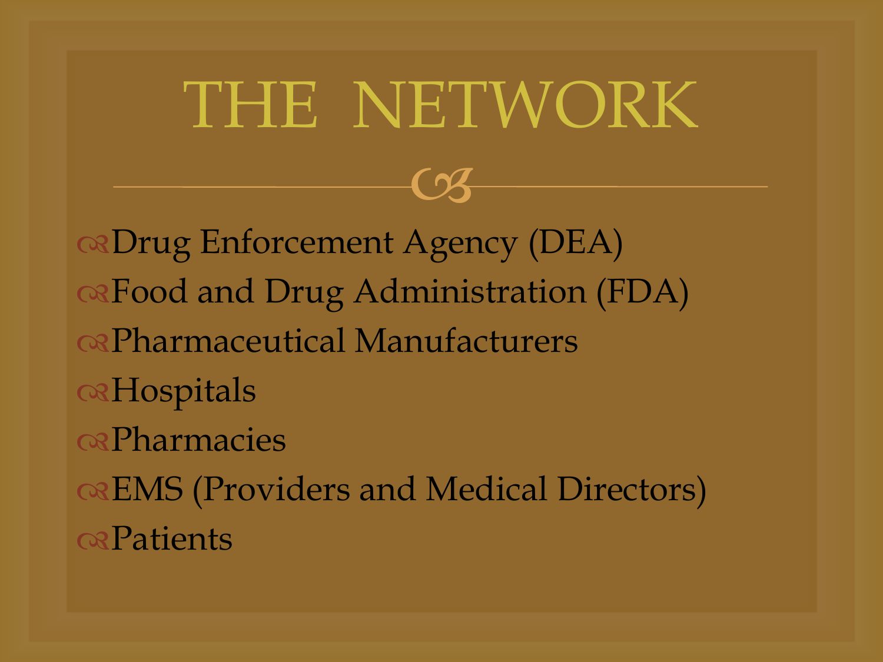# THE NETWORK

- Drug Enforcement Agency (DEA)
- Food and Drug Administration (FDA)
- Pharmaceutical Manufacturers
- Hospitals
- Pharmacies
- EMS (Providers and Medical Directors)
- Patients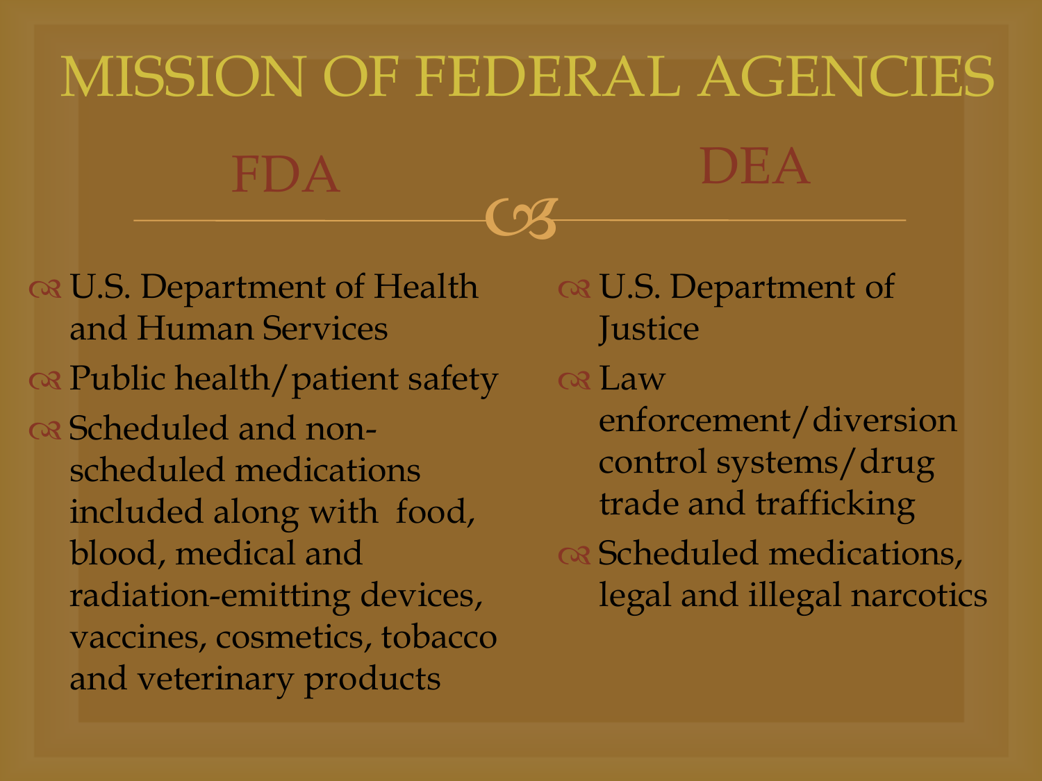# MISSION OF FEDERAL AGENCIES

## FDA

- U.S. Department of Health and Human Services
- Public health/patient safety
- Scheduled and non-scheduled medications included along with food, blood, medical and radiation-emitting devices, vaccines, cosmetics, tobacco and veterinary products

## DEA

- U.S. Department of Justice
- Law enforcement/diversion control systems/drug trade and trafficking
- Scheduled medications, legal and illegal narcotics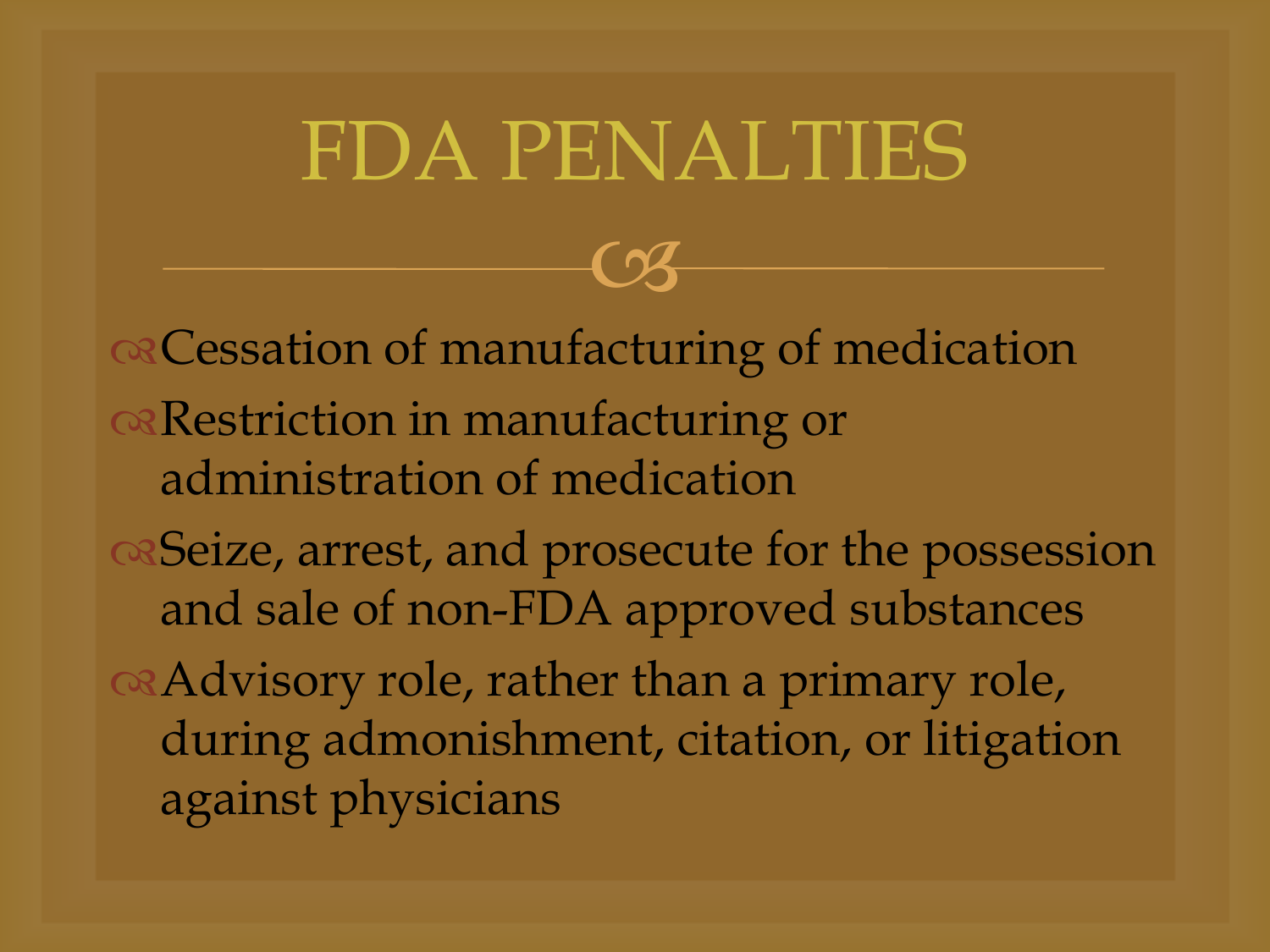# FDA PENALTIES

- Cessation of manufacturing of medication
- Restriction in manufacturing or administration of medication
- Seize, arrest, and prosecute for the possession and sale of non-FDA approved substances
- Advisory role, rather than a primary role, during admonishment, citation, or litigation against physicians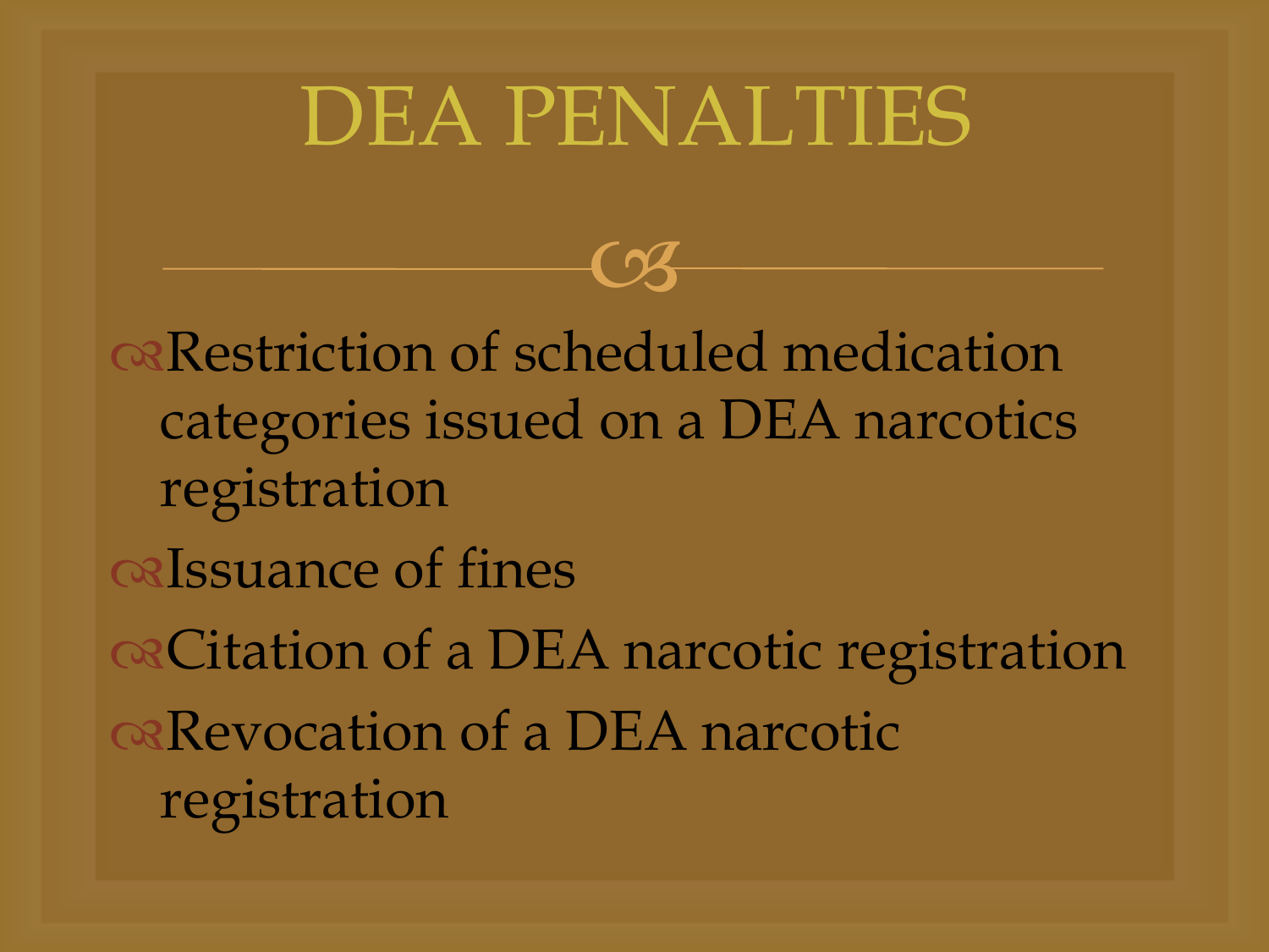# DEA PENALTIES

- Restriction of scheduled medication categories issued on a DEA narcotics registration
- Issuance of fines
- Citation of a DEA narcotic registration
- Revocation of a DEA narcotic registration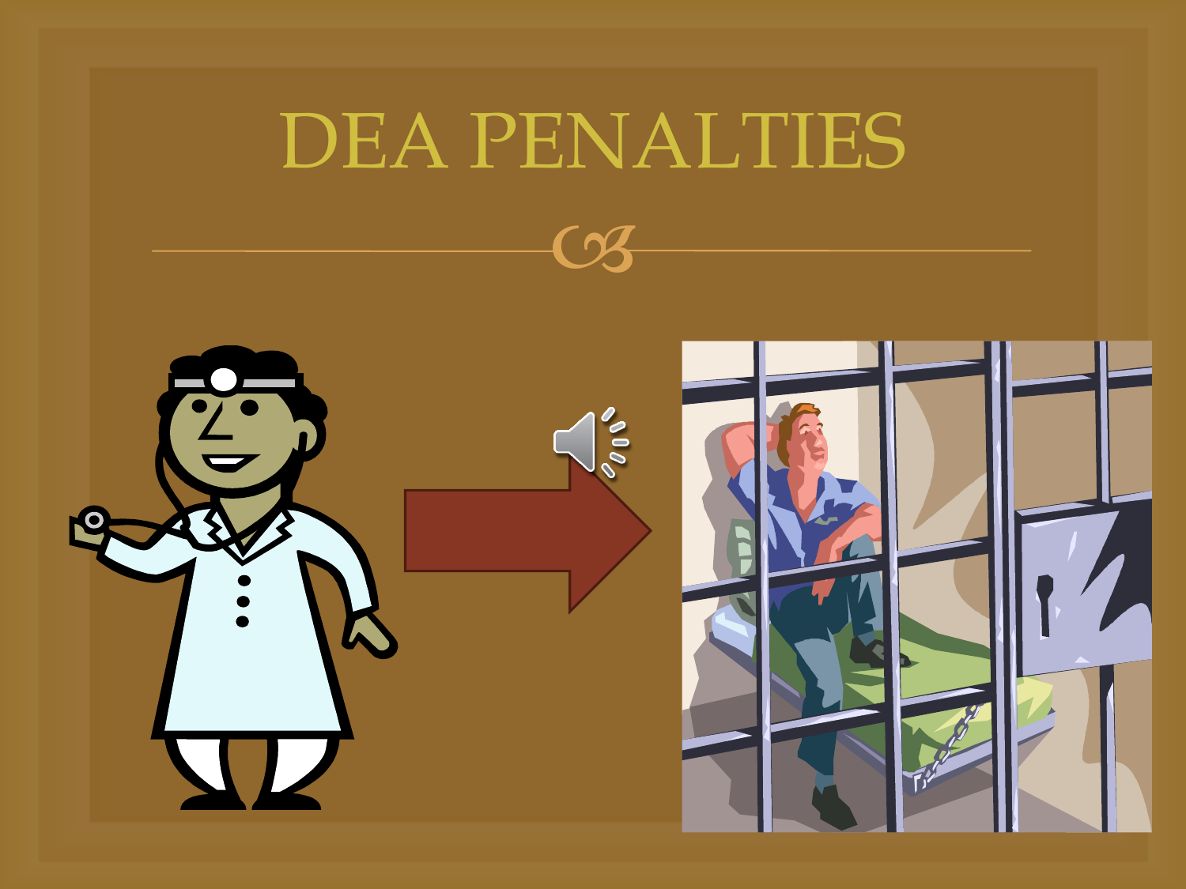# DEA PENALTIES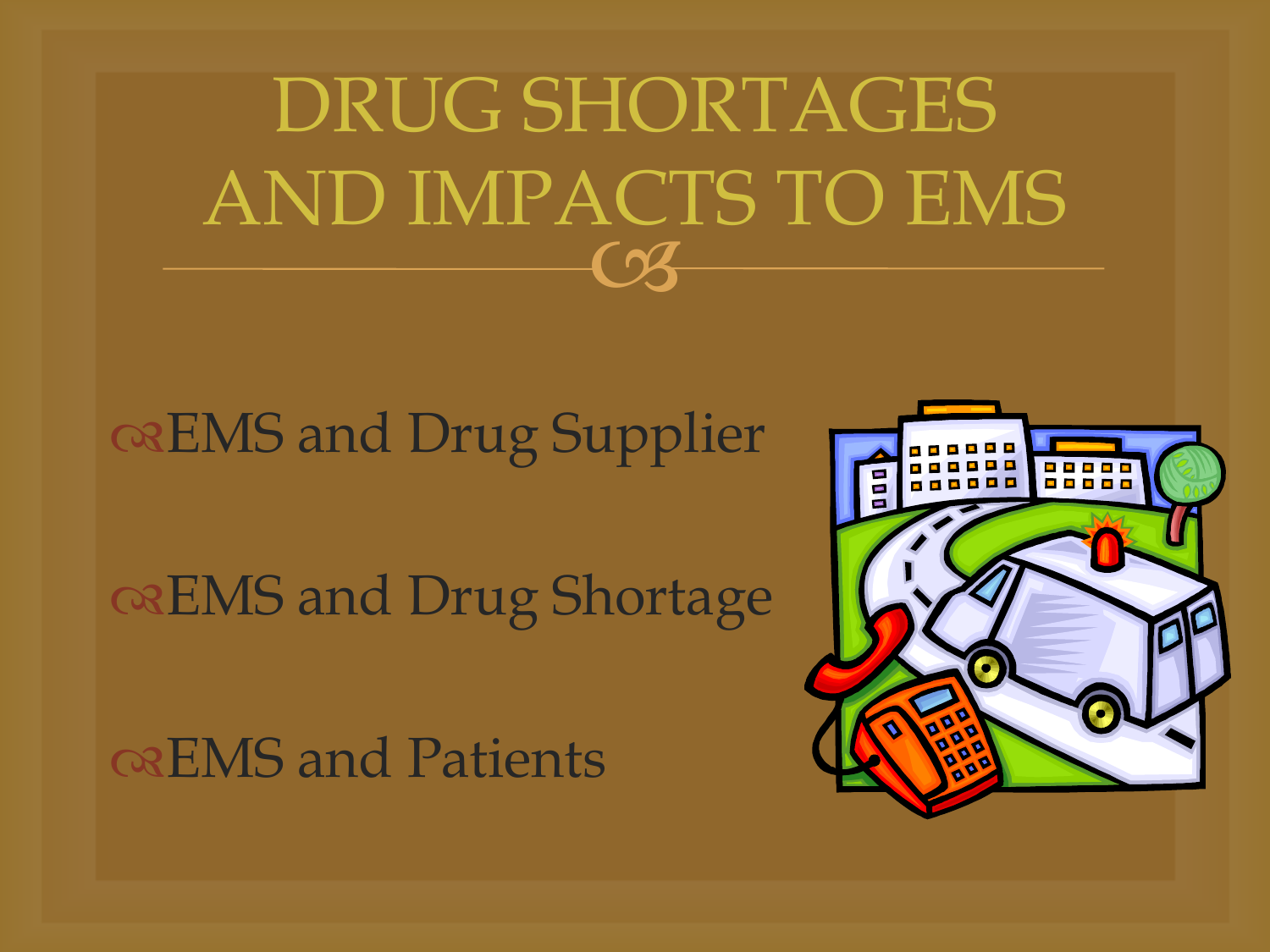# DRUG SHORTAGES AND IMPACTS TO EMS

- EMS and Drug Supplier
- EMS and Drug Shortage
- EMS and Patients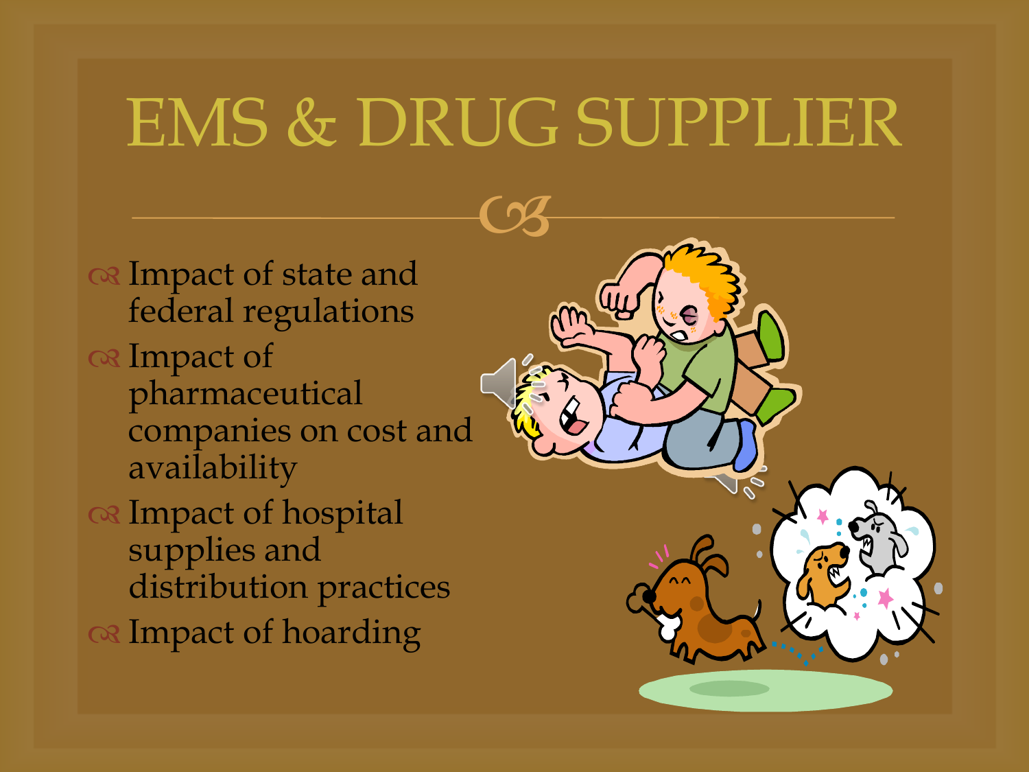# EMS & DRUG SUPPLIER

- Impact of state and federal regulations
- Impact of pharmaceutical companies on cost and availability
- Impact of hospital supplies and distribution practices
- Impact of hoarding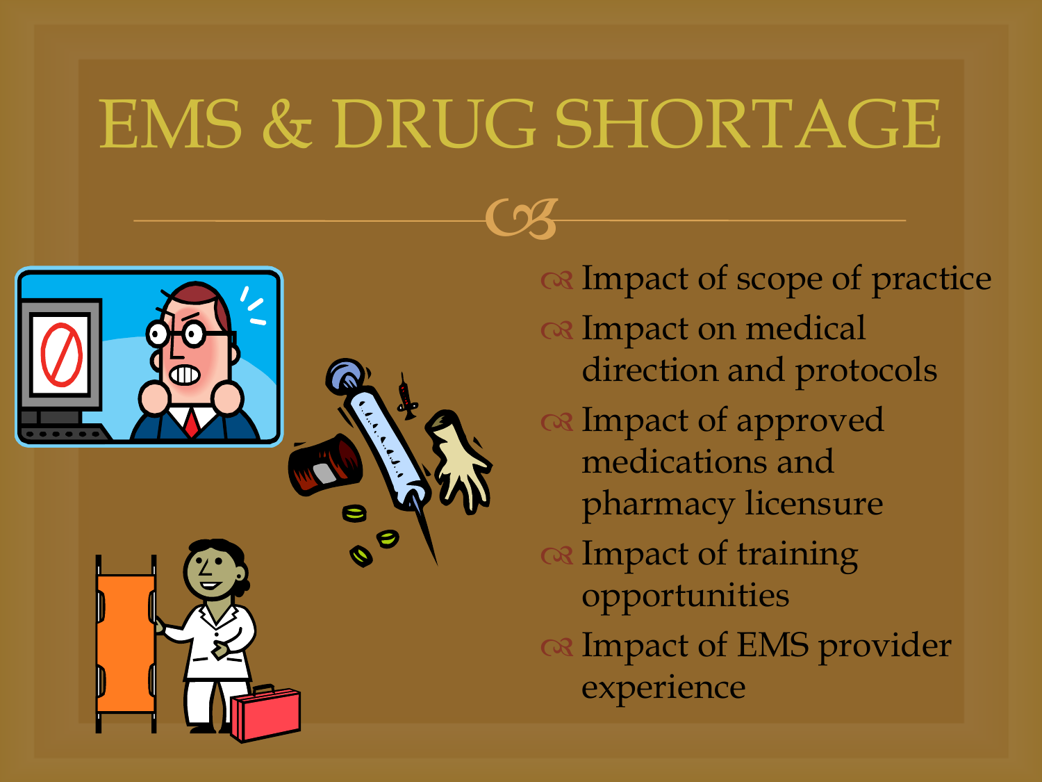# EMS & DRUG SHORTAGE

- Impact of scope of practice
- Impact on medical direction and protocols
- Impact of approved medications and pharmacy licensure
- Impact of training opportunities
- Impact of EMS provider experience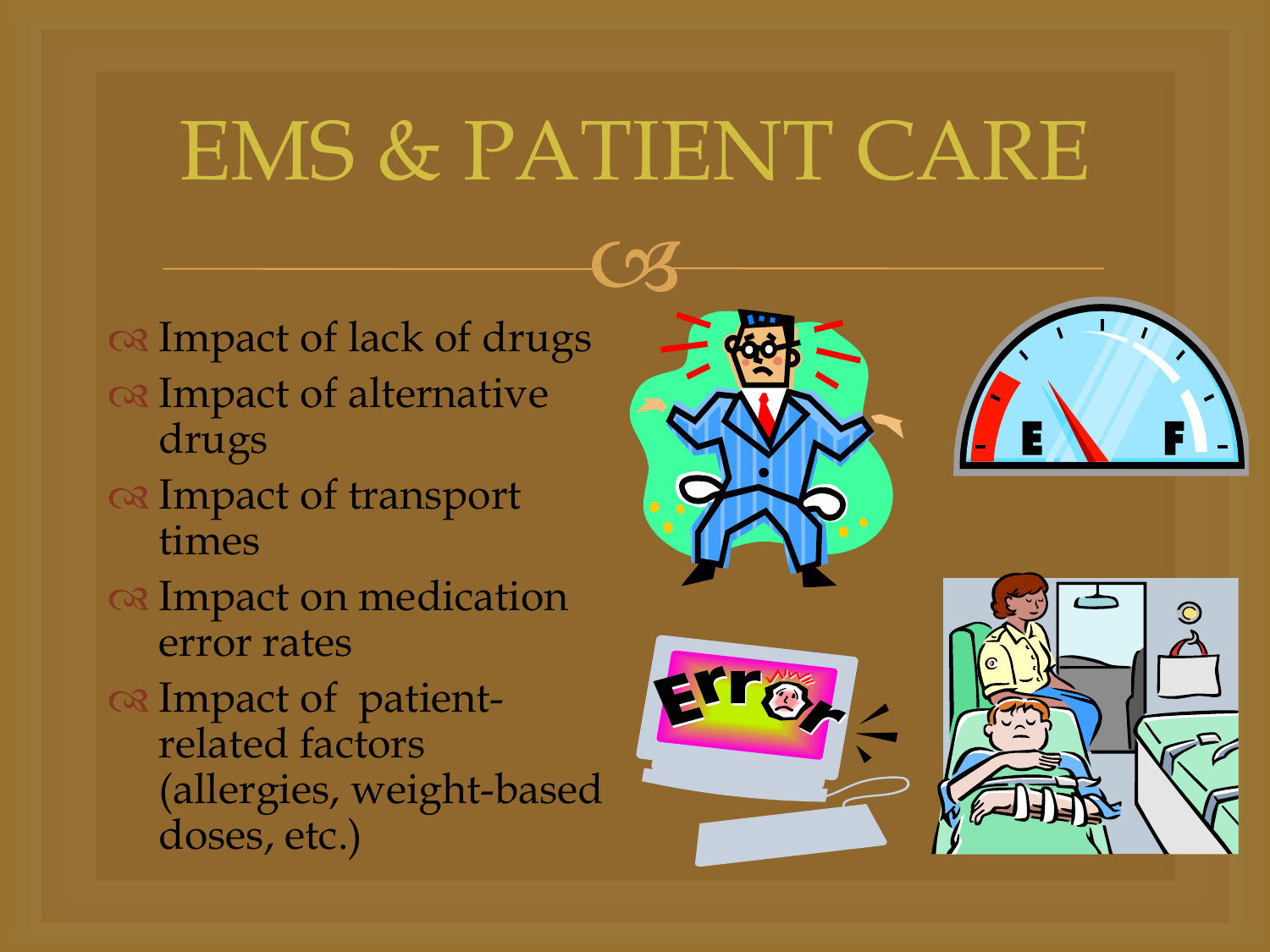# EMS & PATIENT CARE

- Impact of lack of drugs
- Impact of alternative drugs
- Impact of transport times
- Impact on medication error rates
- Impact of patient-related factors (allergies, weight-based doses, etc.)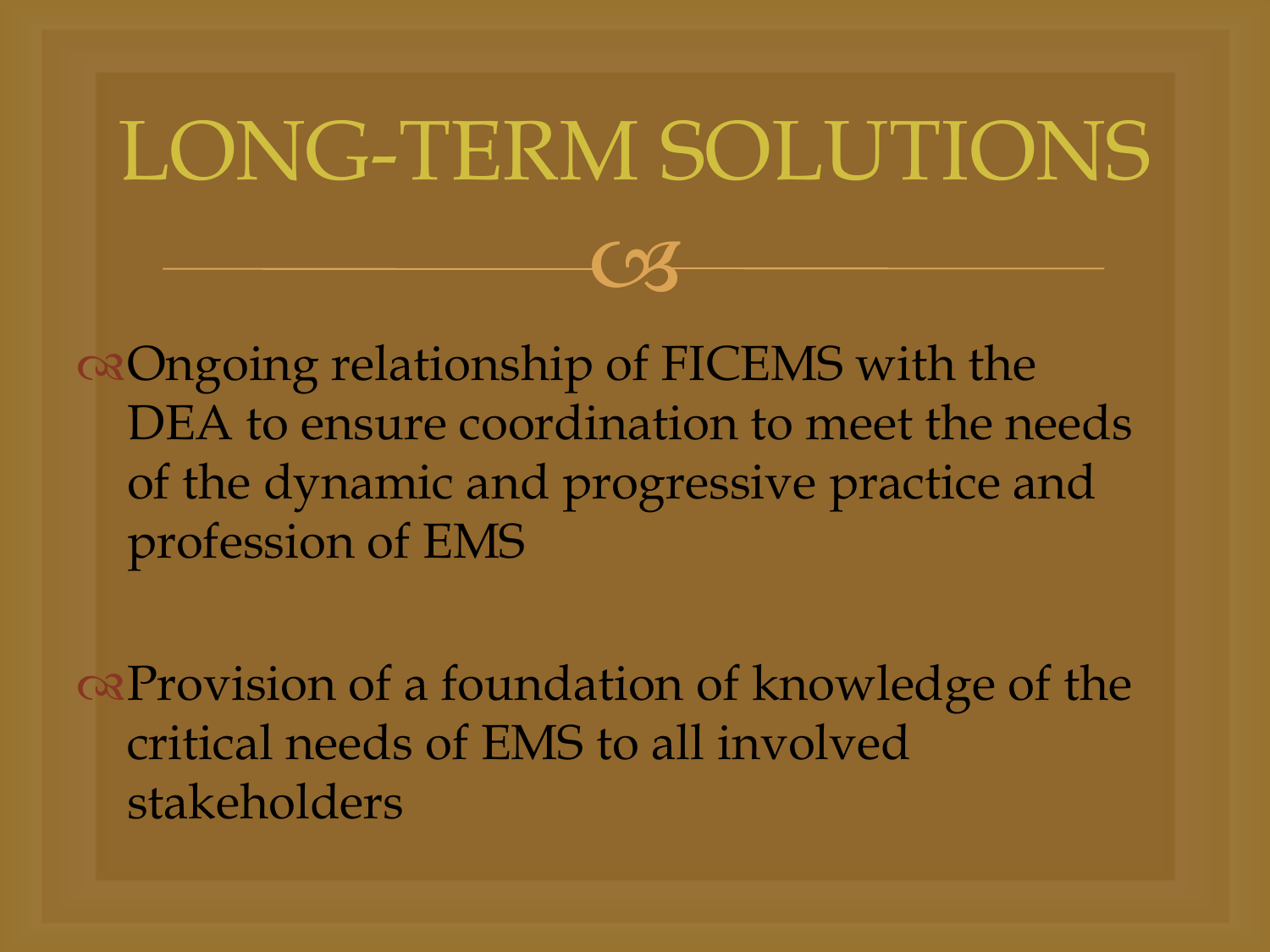# LONG-TERM SOLUTIONS

- Ongoing relationship of FICEMS with the DEA to ensure coordination to meet the needs of the dynamic and progressive practice and profession of EMS

- Provision of a foundation of knowledge of the critical needs of EMS to all involved stakeholders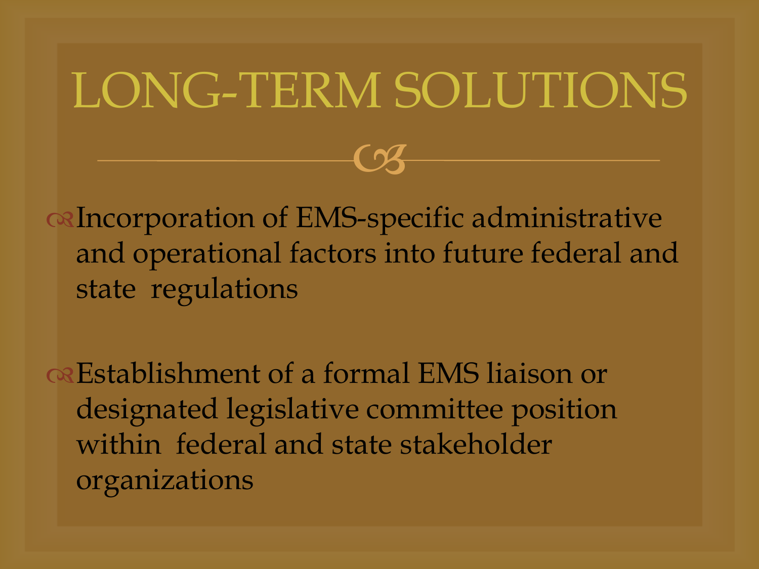# LONG-TERM SOLUTIONS

- Incorporation of EMS-specific administrative and operational factors into future federal and state regulations

- Establishment of a formal EMS liaison or designated legislative committee position within federal and state stakeholder organizations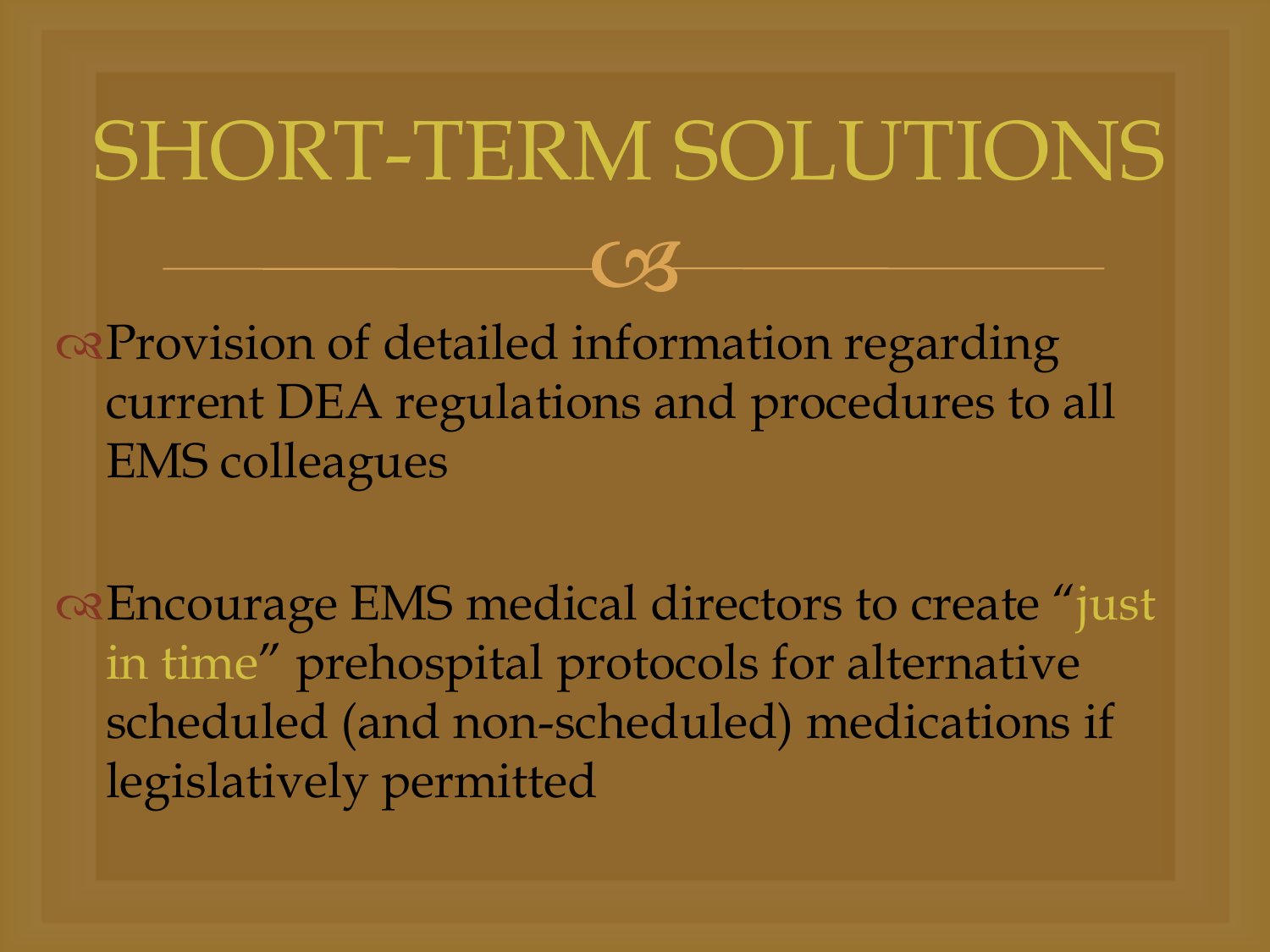# SHORT-TERM SOLUTIONS

- Provision of detailed information regarding current DEA regulations and procedures to all EMS colleagues

- Encourage EMS medical directors to create "just in time" prehospital protocols for alternative scheduled (and non-scheduled) medications if legislatively permitted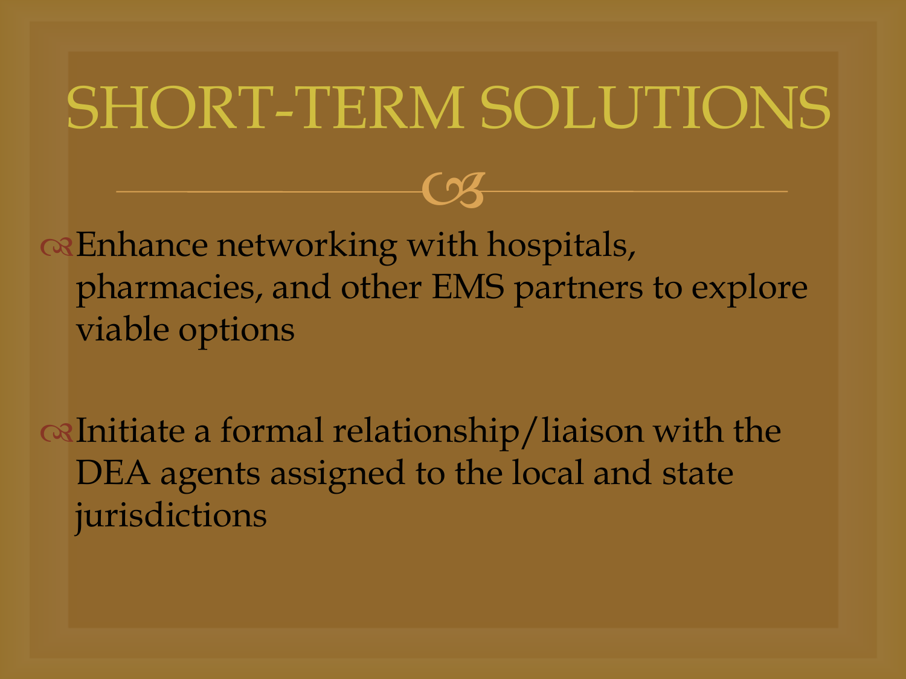# SHORT-TERM SOLUTIONS

- Enhance networking with hospitals, pharmacies, and other EMS partners to explore viable options

- Initiate a formal relationship/liaison with the DEA agents assigned to the local and state jurisdictions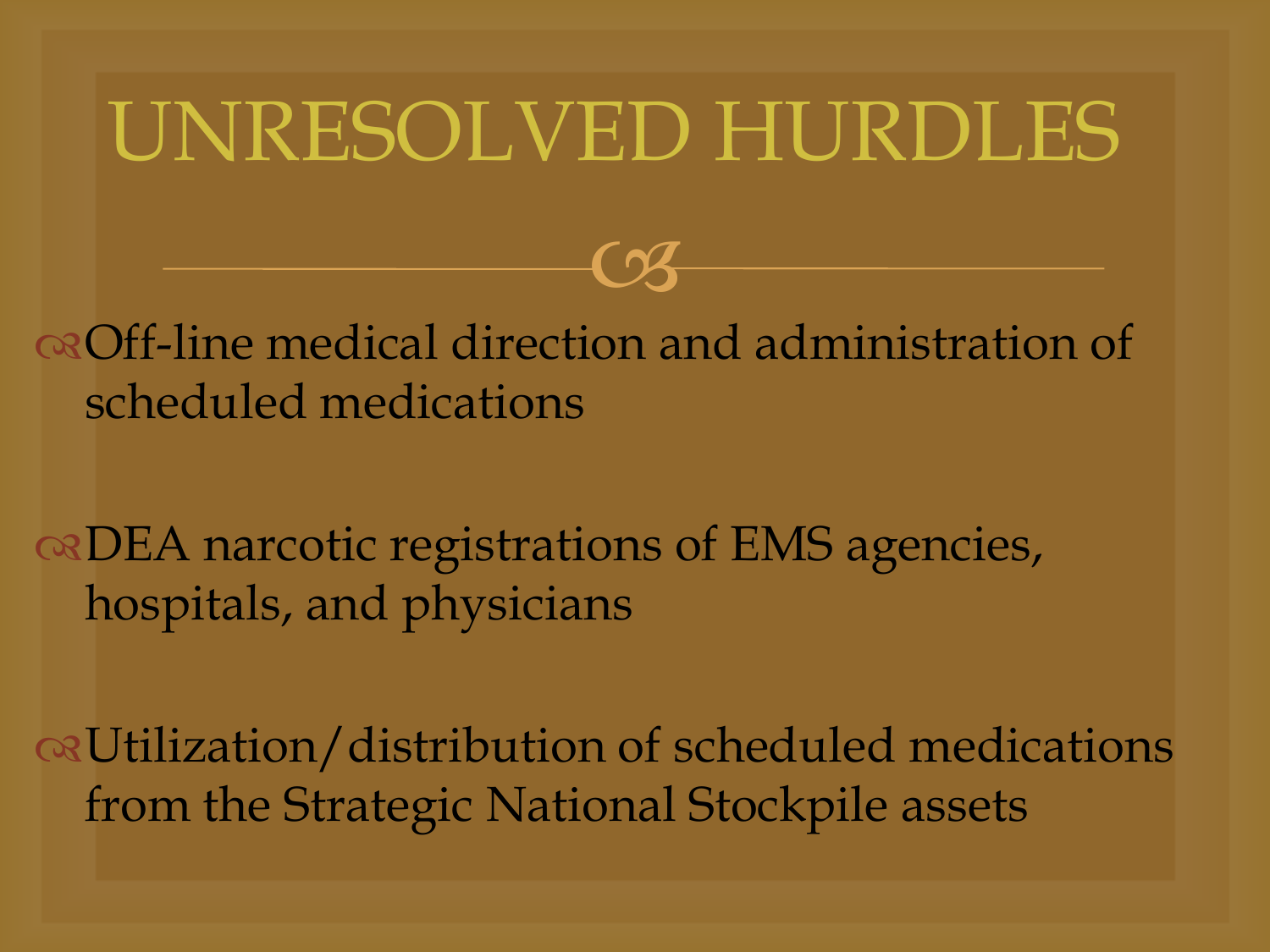# UNRESOLVED HURDLES

- Off-line medical direction and administration of scheduled medications

- DEA narcotic registrations of EMS agencies, hospitals, and physicians

- Utilization/distribution of scheduled medications from the Strategic National Stockpile assets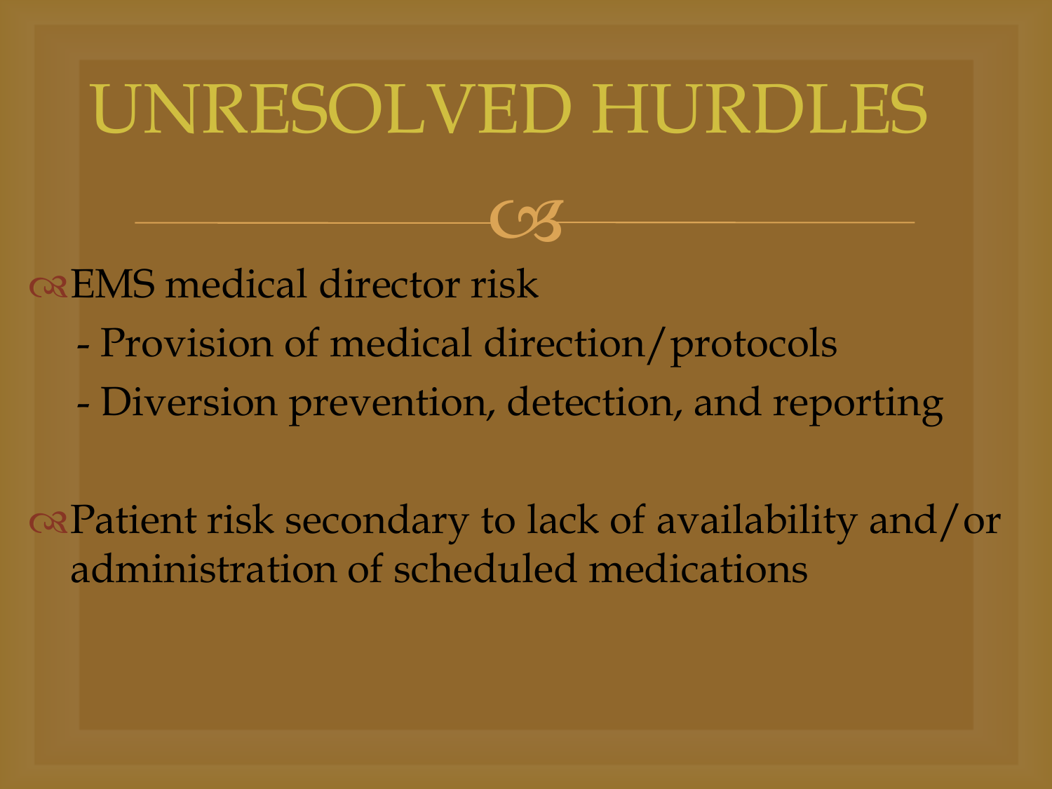# UNRESOLVED HURDLES

- EMS medical director risk
  - Provision of medical direction/protocols
  - Diversion prevention, detection, and reporting

- Patient risk secondary to lack of availability and/or administration of scheduled medications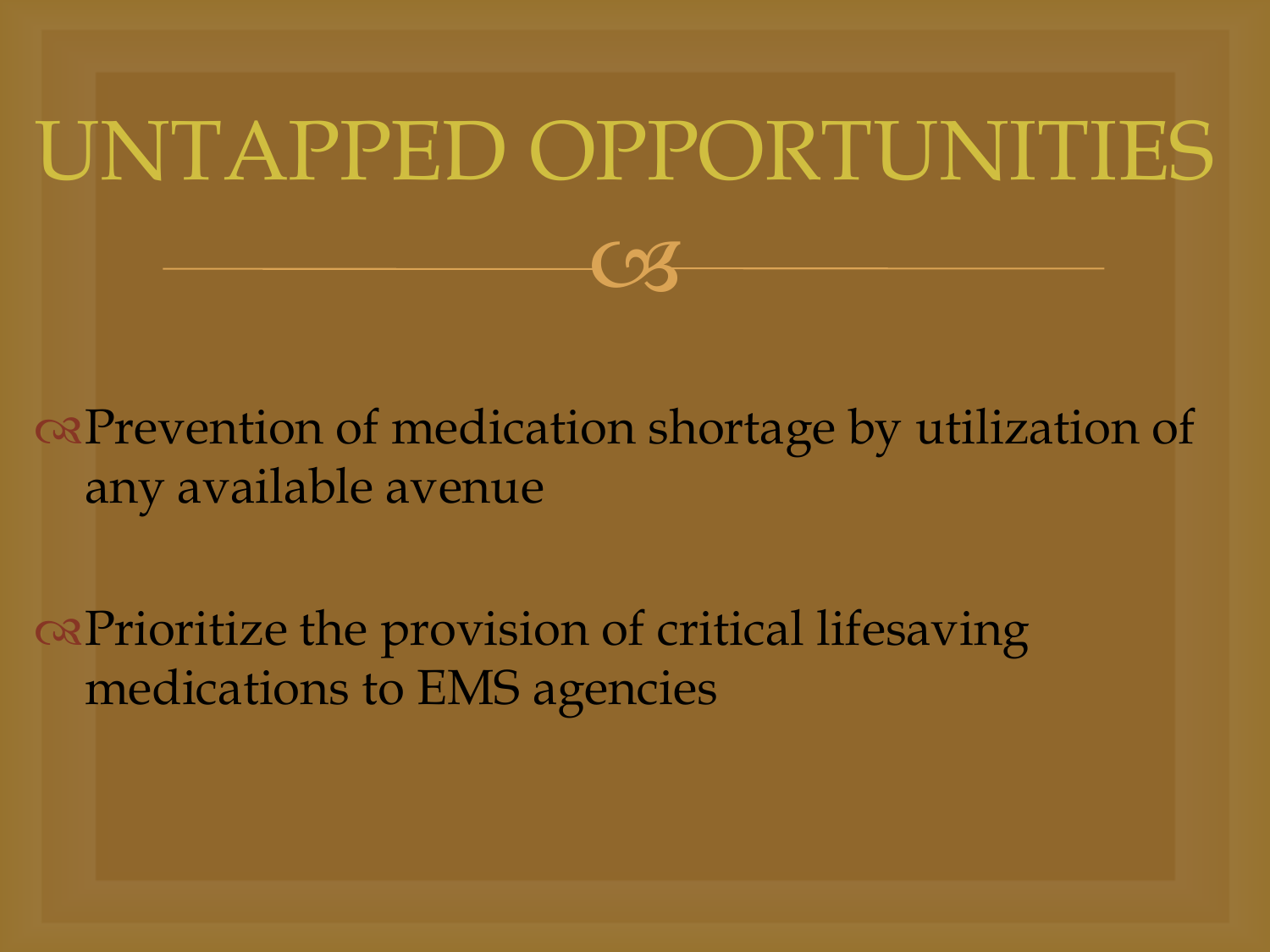# UNTAPPED OPPORTUNITIES

- Prevention of medication shortage by utilization of any available avenue
- Prioritize the provision of critical lifesaving medications to EMS agencies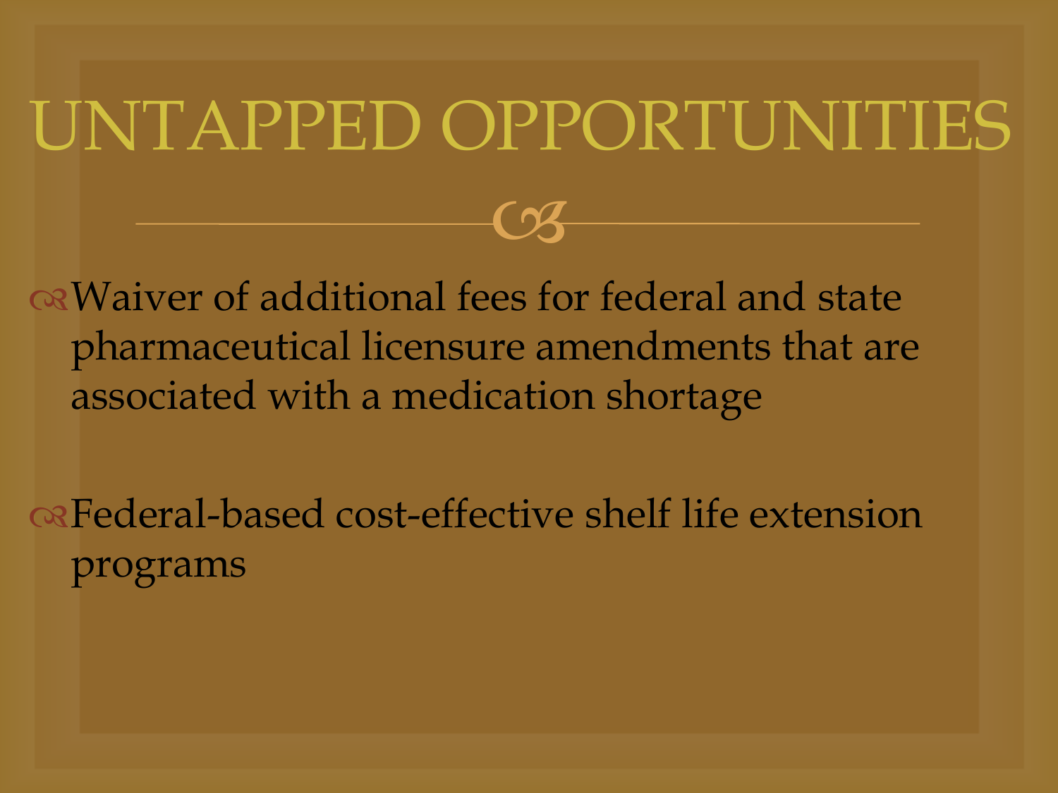# UNTAPPED OPPORTUNITIES

- Waiver of additional fees for federal and state pharmaceutical licensure amendments that are associated with a medication shortage

- Federal-based cost-effective shelf life extension programs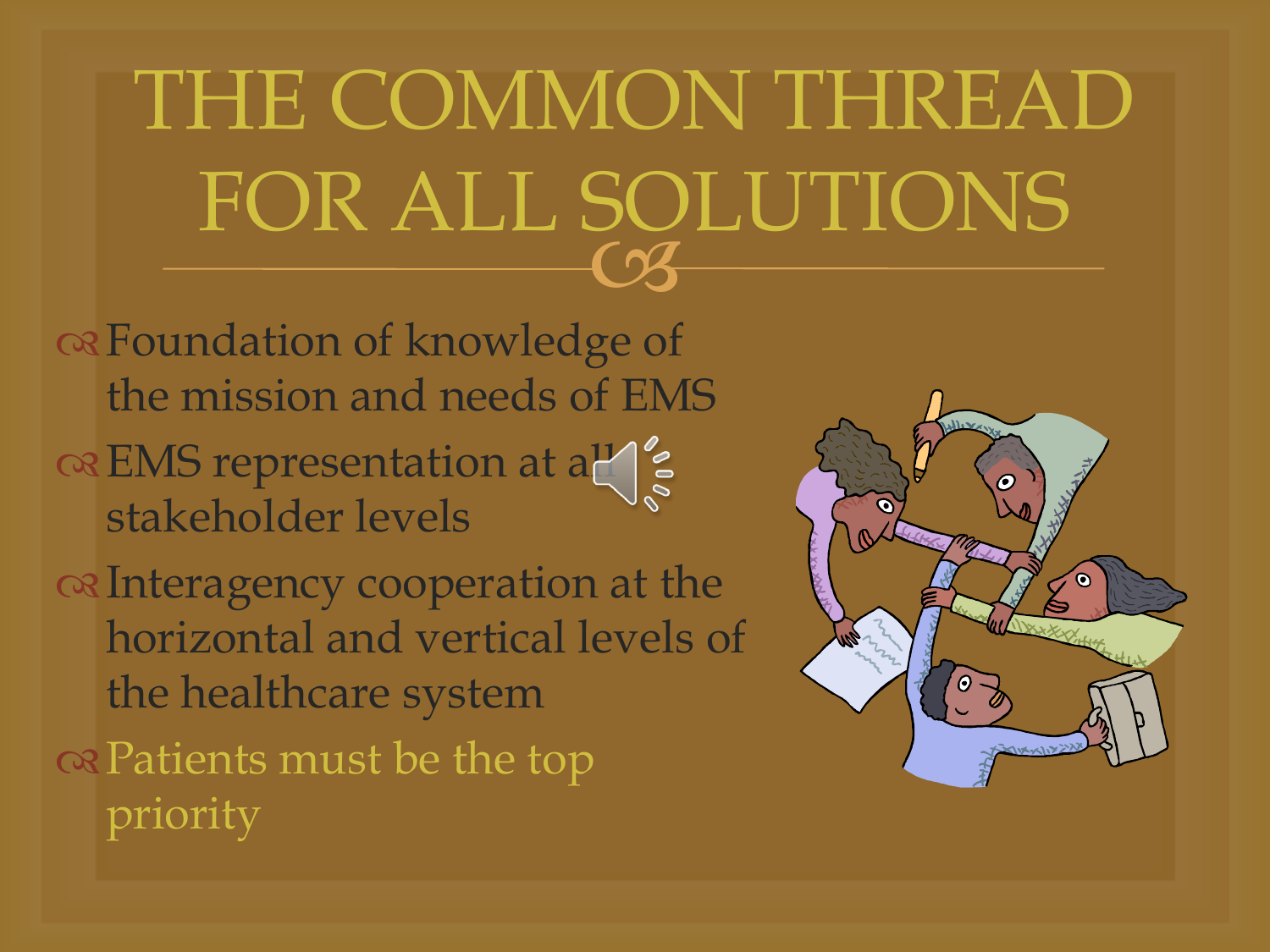# THE COMMON THREAD FOR ALL SOLUTIONS

- Foundation of knowledge of the mission and needs of EMS
- EMS representation at all stakeholder levels
- Interagency cooperation at the horizontal and vertical levels of the healthcare system
- Patients must be the top priority